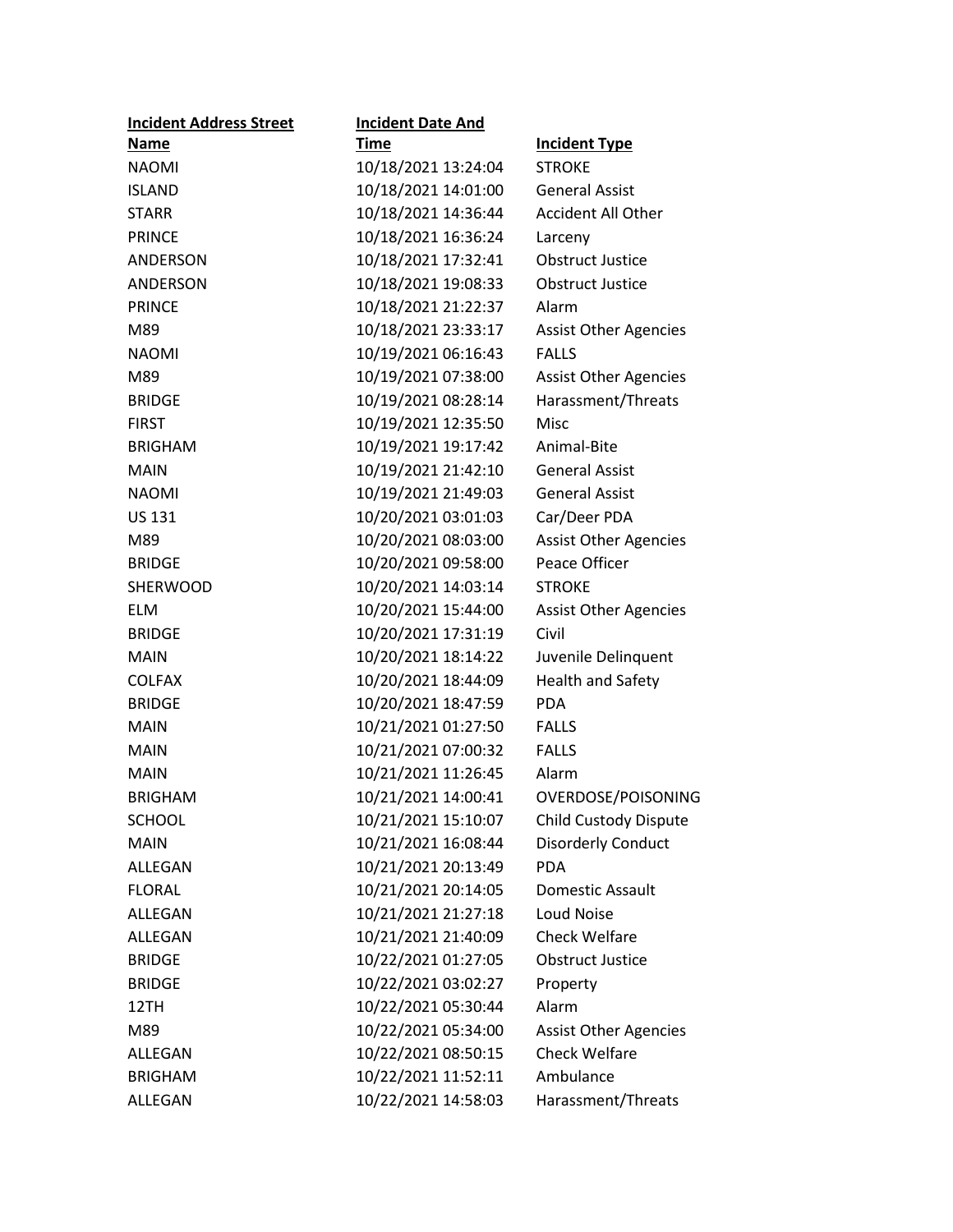| Incident Address Street Name | Incident Date And Time | Incident Type |
|---|---|---|
| NAOMI | 10/18/2021 13:24:04 | STROKE |
| ISLAND | 10/18/2021 14:01:00 | General Assist |
| STARR | 10/18/2021 14:36:44 | Accident All Other |
| PRINCE | 10/18/2021 16:36:24 | Larceny |
| ANDERSON | 10/18/2021 17:32:41 | Obstruct Justice |
| ANDERSON | 10/18/2021 19:08:33 | Obstruct Justice |
| PRINCE | 10/18/2021 21:22:37 | Alarm |
| M89 | 10/18/2021 23:33:17 | Assist Other Agencies |
| NAOMI | 10/19/2021 06:16:43 | FALLS |
| M89 | 10/19/2021 07:38:00 | Assist Other Agencies |
| BRIDGE | 10/19/2021 08:28:14 | Harassment/Threats |
| FIRST | 10/19/2021 12:35:50 | Misc |
| BRIGHAM | 10/19/2021 19:17:42 | Animal-Bite |
| MAIN | 10/19/2021 21:42:10 | General Assist |
| NAOMI | 10/19/2021 21:49:03 | General Assist |
| US 131 | 10/20/2021 03:01:03 | Car/Deer PDA |
| M89 | 10/20/2021 08:03:00 | Assist Other Agencies |
| BRIDGE | 10/20/2021 09:58:00 | Peace Officer |
| SHERWOOD | 10/20/2021 14:03:14 | STROKE |
| ELM | 10/20/2021 15:44:00 | Assist Other Agencies |
| BRIDGE | 10/20/2021 17:31:19 | Civil |
| MAIN | 10/20/2021 18:14:22 | Juvenile Delinquent |
| COLFAX | 10/20/2021 18:44:09 | Health and Safety |
| BRIDGE | 10/20/2021 18:47:59 | PDA |
| MAIN | 10/21/2021 01:27:50 | FALLS |
| MAIN | 10/21/2021 07:00:32 | FALLS |
| MAIN | 10/21/2021 11:26:45 | Alarm |
| BRIGHAM | 10/21/2021 14:00:41 | OVERDOSE/POISONING |
| SCHOOL | 10/21/2021 15:10:07 | Child Custody Dispute |
| MAIN | 10/21/2021 16:08:44 | Disorderly Conduct |
| ALLEGAN | 10/21/2021 20:13:49 | PDA |
| FLORAL | 10/21/2021 20:14:05 | Domestic Assault |
| ALLEGAN | 10/21/2021 21:27:18 | Loud Noise |
| ALLEGAN | 10/21/2021 21:40:09 | Check Welfare |
| BRIDGE | 10/22/2021 01:27:05 | Obstruct Justice |
| BRIDGE | 10/22/2021 03:02:27 | Property |
| 12TH | 10/22/2021 05:30:44 | Alarm |
| M89 | 10/22/2021 05:34:00 | Assist Other Agencies |
| ALLEGAN | 10/22/2021 08:50:15 | Check Welfare |
| BRIGHAM | 10/22/2021 11:52:11 | Ambulance |
| ALLEGAN | 10/22/2021 14:58:03 | Harassment/Threats |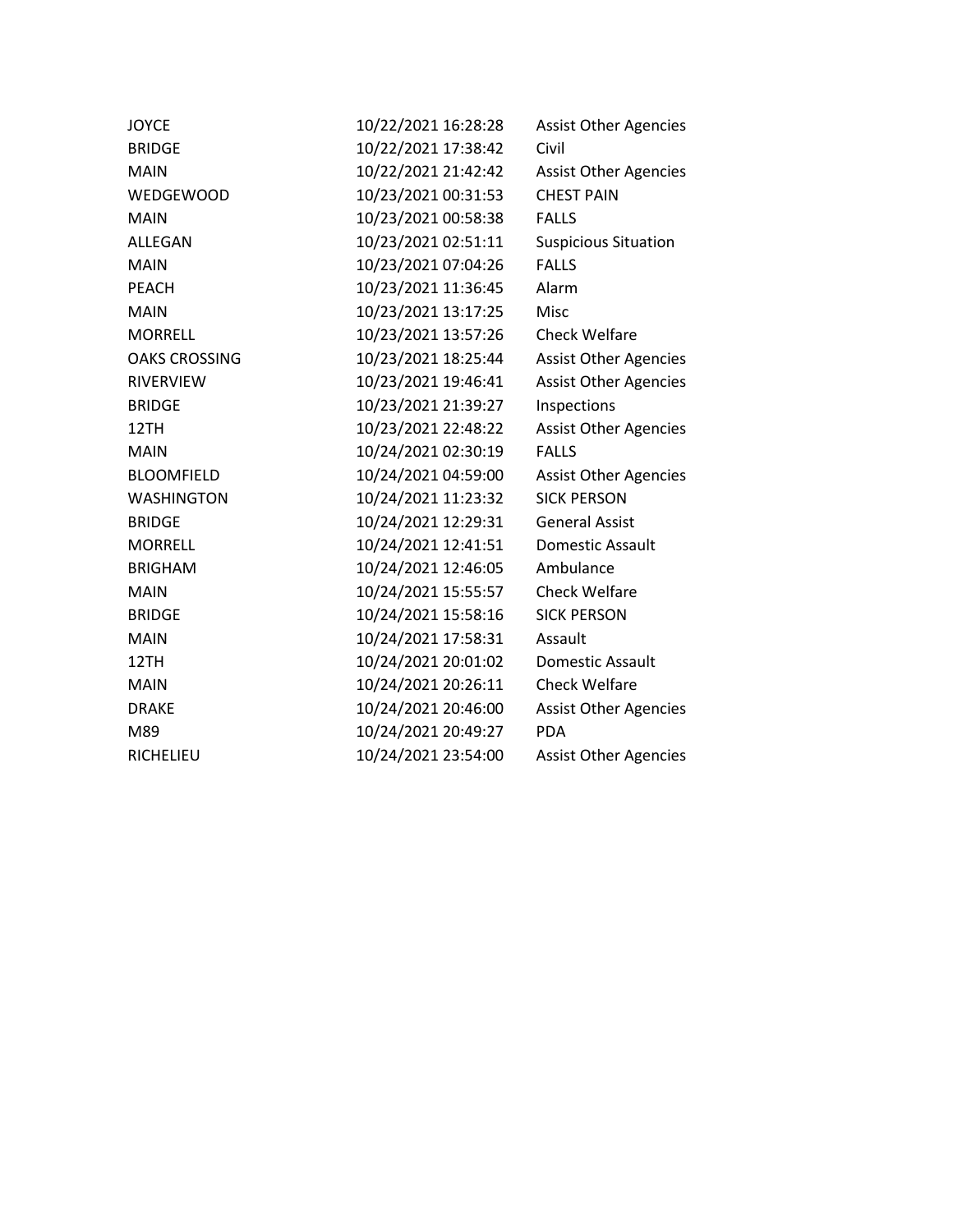| | | |
|---|---|---|
| JOYCE | 10/22/2021 16:28:28 | Assist Other Agencies |
| BRIDGE | 10/22/2021 17:38:42 | Civil |
| MAIN | 10/22/2021 21:42:42 | Assist Other Agencies |
| WEDGEWOOD | 10/23/2021 00:31:53 | CHEST PAIN |
| MAIN | 10/23/2021 00:58:38 | FALLS |
| ALLEGAN | 10/23/2021 02:51:11 | Suspicious Situation |
| MAIN | 10/23/2021 07:04:26 | FALLS |
| PEACH | 10/23/2021 11:36:45 | Alarm |
| MAIN | 10/23/2021 13:17:25 | Misc |
| MORRELL | 10/23/2021 13:57:26 | Check Welfare |
| OAKS CROSSING | 10/23/2021 18:25:44 | Assist Other Agencies |
| RIVERVIEW | 10/23/2021 19:46:41 | Assist Other Agencies |
| BRIDGE | 10/23/2021 21:39:27 | Inspections |
| 12TH | 10/23/2021 22:48:22 | Assist Other Agencies |
| MAIN | 10/24/2021 02:30:19 | FALLS |
| BLOOMFIELD | 10/24/2021 04:59:00 | Assist Other Agencies |
| WASHINGTON | 10/24/2021 11:23:32 | SICK PERSON |
| BRIDGE | 10/24/2021 12:29:31 | General Assist |
| MORRELL | 10/24/2021 12:41:51 | Domestic Assault |
| BRIGHAM | 10/24/2021 12:46:05 | Ambulance |
| MAIN | 10/24/2021 15:55:57 | Check Welfare |
| BRIDGE | 10/24/2021 15:58:16 | SICK PERSON |
| MAIN | 10/24/2021 17:58:31 | Assault |
| 12TH | 10/24/2021 20:01:02 | Domestic Assault |
| MAIN | 10/24/2021 20:26:11 | Check Welfare |
| DRAKE | 10/24/2021 20:46:00 | Assist Other Agencies |
| M89 | 10/24/2021 20:49:27 | PDA |
| RICHELIEU | 10/24/2021 23:54:00 | Assist Other Agencies |